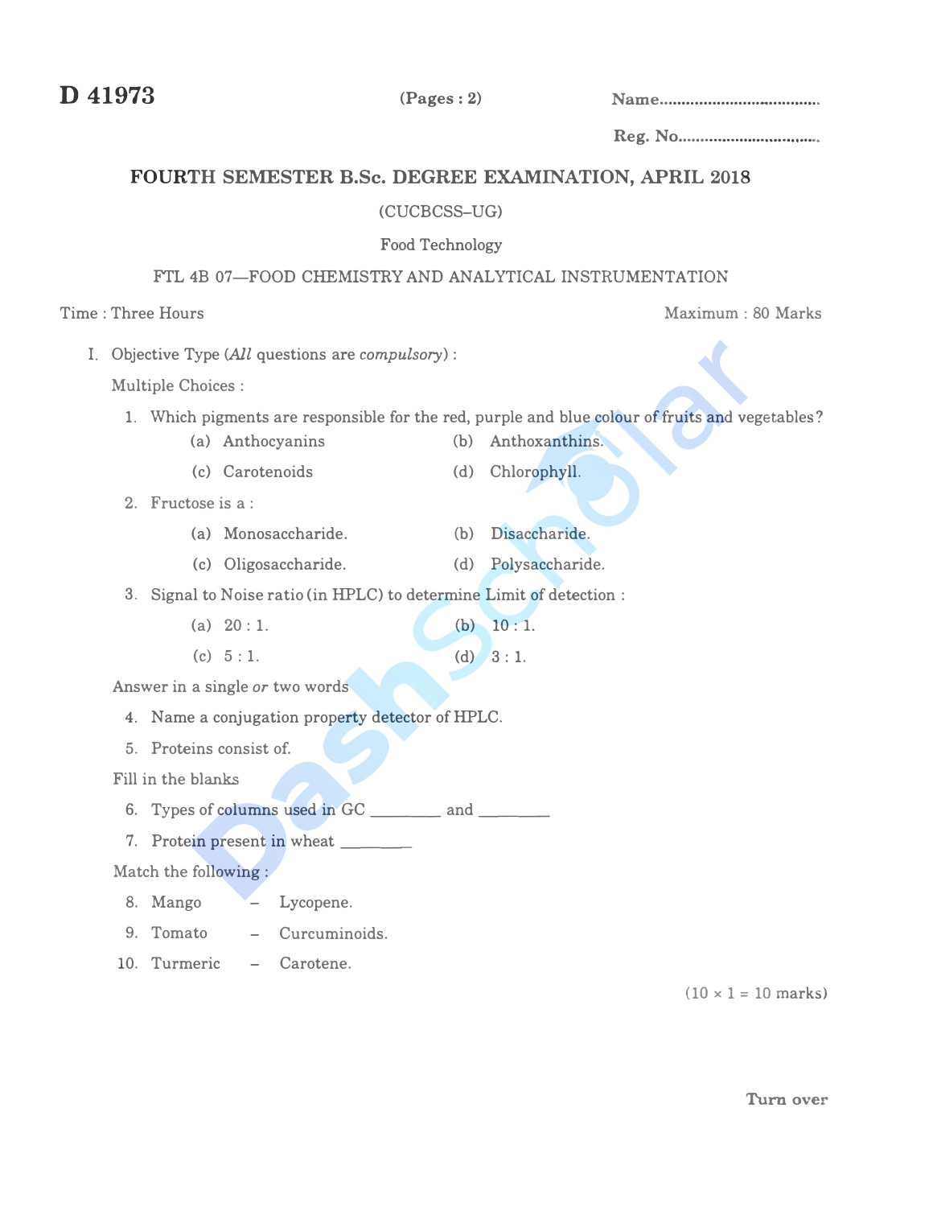**D 41973** (Pages : 2) Name.....................................

Reg. No.................................

## FOURTH SEMESTER B.Sc. DEGREE EXAMINATION, APRIL 2018

(CUCBCSS–UG)

Food Technology

FTL 4B 07—FOOD CHEMISTRY AND ANALYTICAL INSTRUMENTATION

Time : Three Hours Maximum : 80 Marks

I. Objective Type (*All* questions are *compulsory*) :

Multiple Choices :

1. Which pigments are responsible for the red, purple and blue colour of fruits and vegetables?
   - (a) Anthocyanins
   - (b) Anthoxanthins.
   - (c) Carotenoids
   - (d) Chlorophyll.
2. Fructose is a :
   - (a) Monosaccharide.
   - (b) Disaccharide.
   - (c) Oligosaccharide.
   - (d) Polysaccharide.
3. Signal to Noise ratio (in HPLC) to determine Limit of detection :
   - (a) 20 : 1.
   - (b) 10 : 1.
   - (c) 5 : 1.
   - (d) 3 : 1.

Answer in a single *or* two words

4. Name a conjugation property detector of HPLC.
5. Proteins consist of.

Fill in the blanks

6. Types of columns used in GC ________ and ________
7. Protein present in wheat ________

Match the following :

8. Mango – Lycopene.
9. Tomato – Curcuminoids.
10. Turmeric – Carotene.

(10 × 1 = 10 marks)

Turn over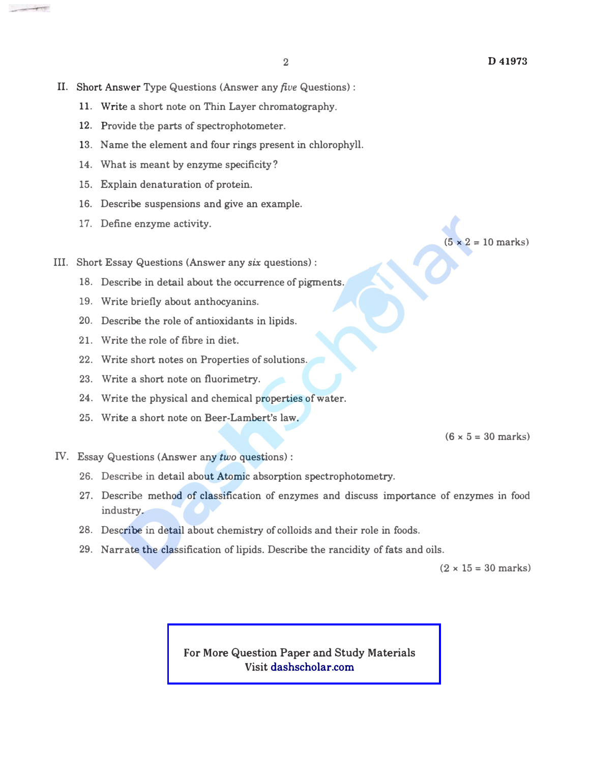II. Short Answer Type Questions (Answer any *five* Questions) :

11. Write a short note on Thin Layer chromatography.
12. Provide the parts of spectrophotometer.
13. Name the element and four rings present in chlorophyll.
14. What is meant by enzyme specificity ?
15. Explain denaturation of protein.
16. Describe suspensions and give an example.
17. Define enzyme activity.

(5 × 2 = 10 marks)

III. Short Essay Questions (Answer any *six* questions) :

18. Describe in detail about the occurrence of pigments.
19. Write briefly about anthocyanins.
20. Describe the role of antioxidants in lipids.
21. Write the role of fibre in diet.
22. Write short notes on Properties of solutions.
23. Write a short note on fluorimetry.
24. Write the physical and chemical properties of water.
25. Write a short note on Beer-Lambert's law.

(6 × 5 = 30 marks)

IV. Essay Questions (Answer any *two* questions) :

26. Describe in detail about Atomic absorption spectrophotometry.
27. Describe method of classification of enzymes and discuss importance of enzymes in food industry.
28. Describe in detail about chemistry of colloids and their role in foods.
29. Narrate the classification of lipids. Describe the rancidity of fats and oils.

(2 × 15 = 30 marks)

For More Question Paper and Study Materials
Visit dashscholar.com